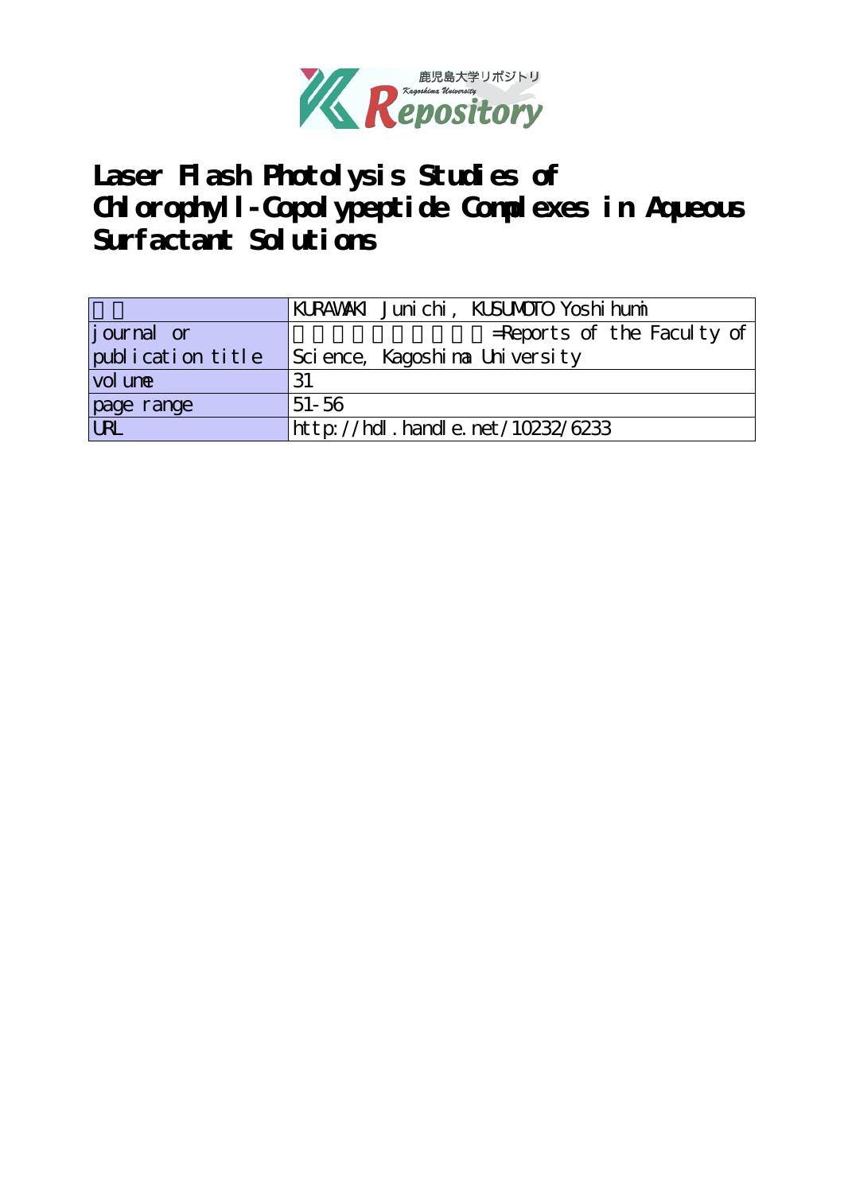# Laser Flash Photolysis Studies of Chlorophyll-Copolypeptide Complexes in Aqueous Surfactant Solutions

| 著者 | KURAWAKI Junichi, KUSUMOTO Yoshihumi |
|---|---|
| journal or publication title | =Reports of the Faculty of Science, Kagoshima University |
| volume | 31 |
| page range | 51-56 |
| URL | http://hdl.handle.net/10232/6233 |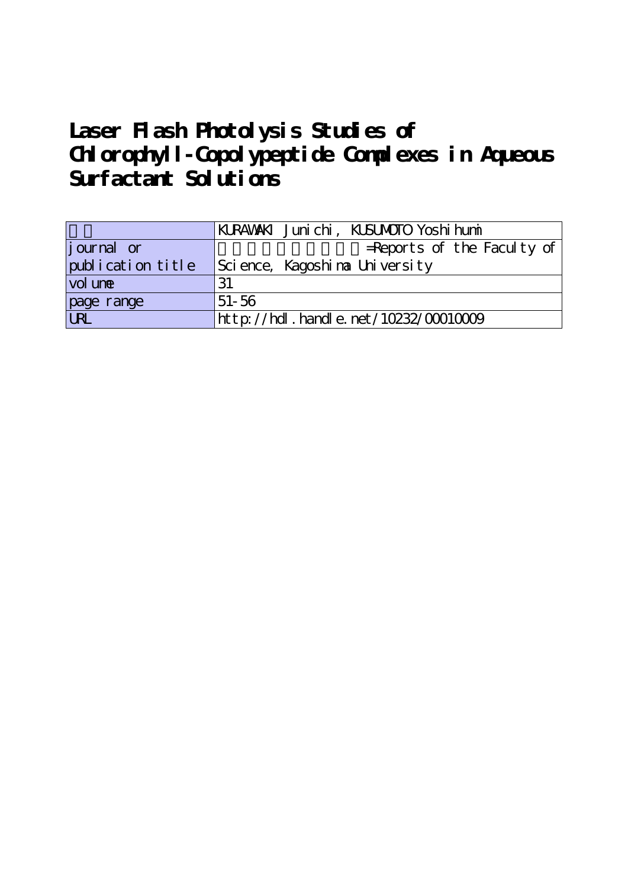# Laser Flash Photolysis Studies of Chlorophyll-Copolypeptide Complexes in Aqueous Surfactant Solutions

| 著者 | KURAWAKI Junichi, KUSUMOTO Yoshihumi |
|---|---|
| journal or publication title | 鹿児島大学理学部紀要=Reports of the Faculty of Science, Kagoshima University |
| volume | 31 |
| page range | 51-56 |
| URL | http://hdl.handle.net/10232/00010009 |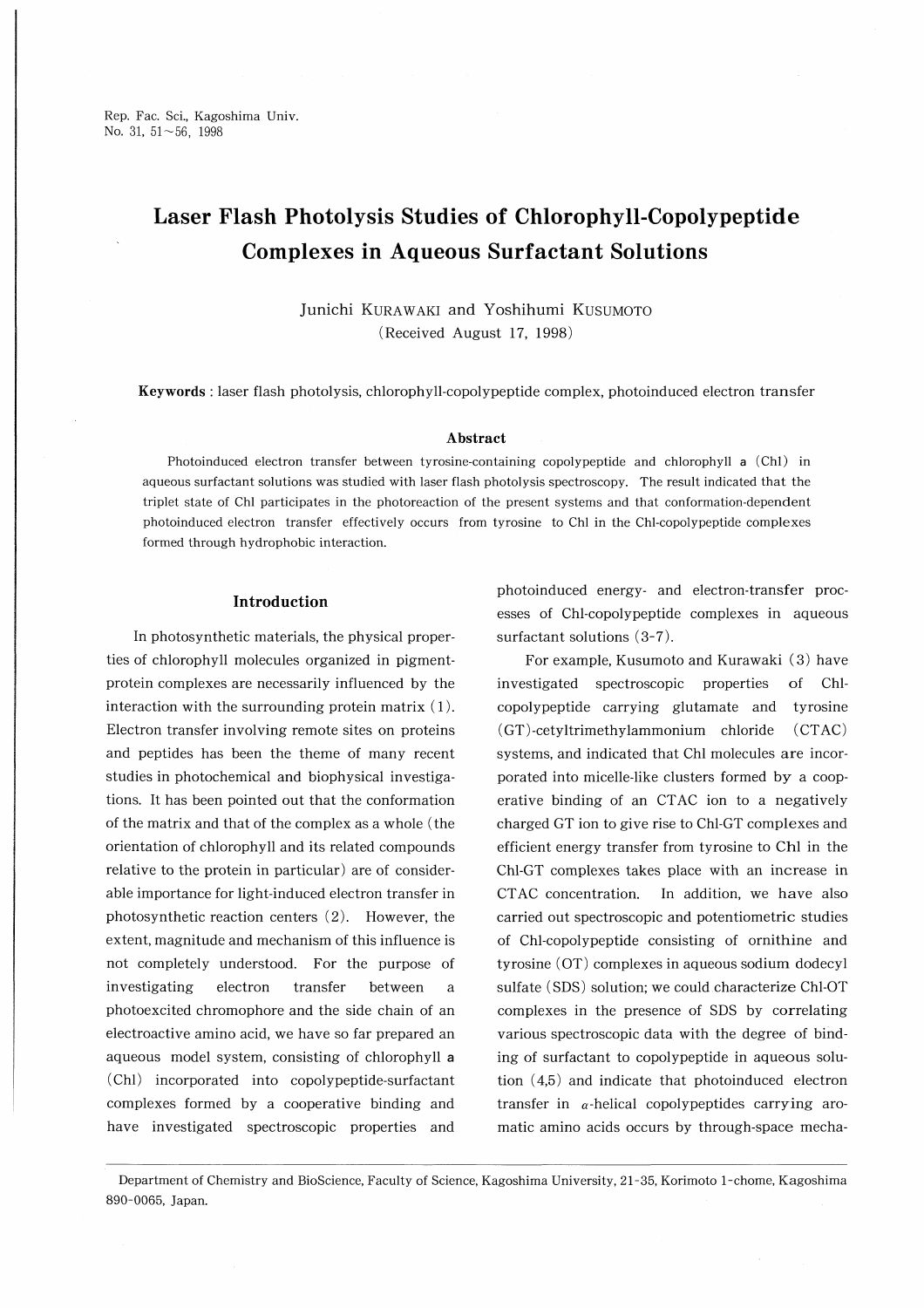# Laser Flash Photolysis Studies of Chlorophyll-Copolypeptide Complexes in Aqueous Surfactant Solutions

Junichi KURAWAKI and Yoshihumi KUSUMOTO

(Received August 17, 1998)

**Keywords** : laser flash photolysis, chlorophyll-copolypeptide complex, photoinduced electron transfer

### Abstract

Photoinduced electron transfer between tyrosine-containing copolypeptide and chlorophyll **a** (Chl) in aqueous surfactant solutions was studied with laser flash photolysis spectroscopy. The result indicated that the triplet state of Chl participates in the photoreaction of the present systems and that conformation-dependent photoinduced electron transfer effectively occurs from tyrosine to Chl in the Chl-copolypeptide complexes formed through hydrophobic interaction.

## Introduction

In photosynthetic materials, the physical properties of chlorophyll molecules organized in pigment-protein complexes are necessarily influenced by the interaction with the surrounding protein matrix (1). Electron transfer involving remote sites on proteins and peptides has been the theme of many recent studies in photochemical and biophysical investigations. It has been pointed out that the conformation of the matrix and that of the complex as a whole (the orientation of chlorophyll and its related compounds relative to the protein in particular) are of considerable importance for light-induced electron transfer in photosynthetic reaction centers (2). However, the extent, magnitude and mechanism of this influence is not completely understood. For the purpose of investigating electron transfer between a photoexcited chromophore and the side chain of an electroactive amino acid, we have so far prepared an aqueous model system, consisting of chlorophyll **a** (Chl) incorporated into copolypeptide-surfactant complexes formed by a cooperative binding and have investigated spectroscopic properties and photoinduced energy- and electron-transfer processes of Chl-copolypeptide complexes in aqueous surfactant solutions (3-7).

For example, Kusumoto and Kurawaki (3) have investigated spectroscopic properties of Chl-copolypeptide carrying glutamate and tyrosine (GT)-cetyltrimethylammonium chloride (CTAC) systems, and indicated that Chl molecules are incorporated into micelle-like clusters formed by a cooperative binding of an CTAC ion to a negatively charged GT ion to give rise to Chl-GT complexes and efficient energy transfer from tyrosine to Chl in the Chl-GT complexes takes place with an increase in CTAC concentration. In addition, we have also carried out spectroscopic and potentiometric studies of Chl-copolypeptide consisting of ornithine and tyrosine (OT) complexes in aqueous sodium dodecyl sulfate (SDS) solution; we could characterize Chl-OT complexes in the presence of SDS by correlating various spectroscopic data with the degree of binding of surfactant to copolypeptide in aqueous solution (4,5) and indicate that photoinduced electron transfer in $\alpha$-helical copolypeptides carrying aromatic amino acids occurs by through-space mecha-

Department of Chemistry and BioScience, Faculty of Science, Kagoshima University, 21-35, Korimoto 1-chome, Kagoshima 890-0065, Japan.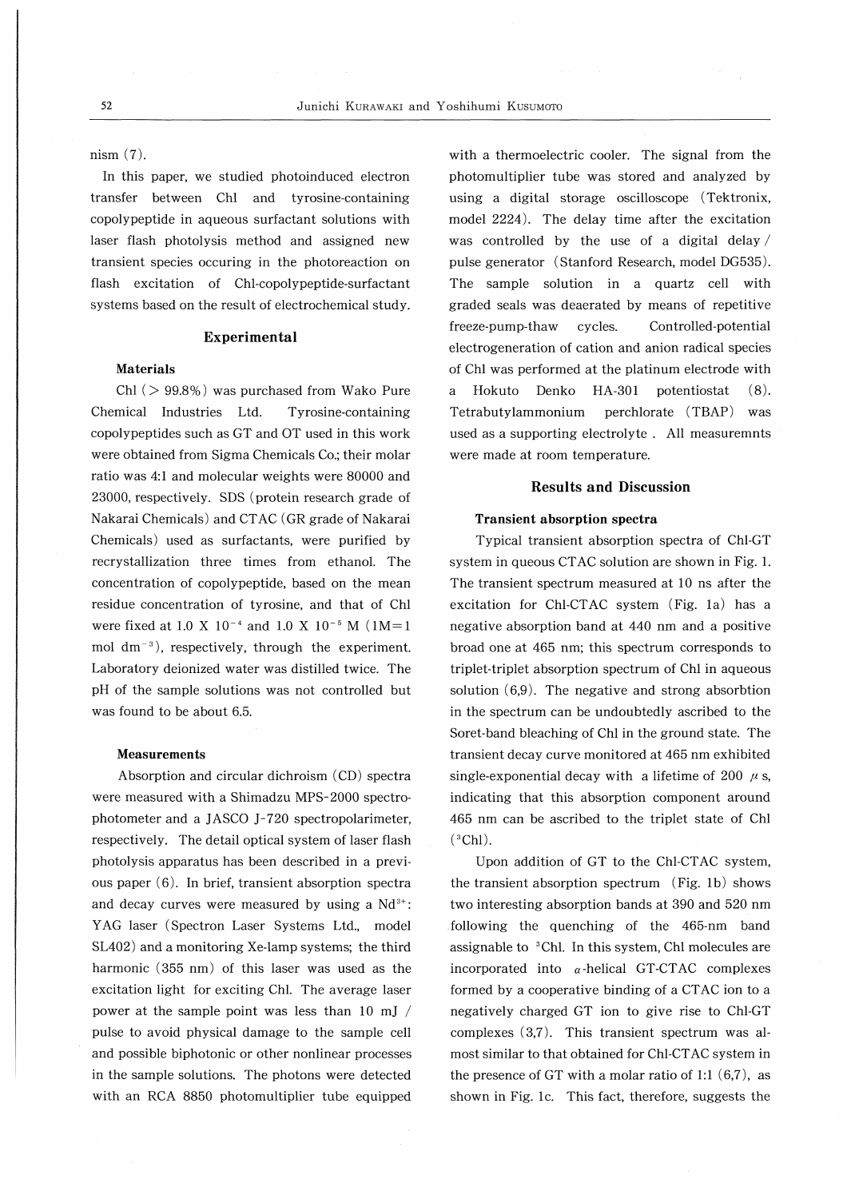nism (7).

In this paper, we studied photoinduced electron transfer between Chl and tyrosine-containing copolypeptide in aqueous surfactant solutions with laser flash photolysis method and assigned new transient species occuring in the photoreaction on flash excitation of Chl-copolypeptide-surfactant systems based on the result of electrochemical study.

## Experimental

### Materials

Chl (> 99.8%) was purchased from Wako Pure Chemical Industries Ltd. Tyrosine-containing copolypeptides such as GT and OT used in this work were obtained from Sigma Chemicals Co.; their molar ratio was 4:1 and molecular weights were 80000 and 23000, respectively. SDS (protein research grade of Nakarai Chemicals) and CTAC (GR grade of Nakarai Chemicals) used as surfactants, were purified by recrystallization three times from ethanol. The concentration of copolypeptide, based on the mean residue concentration of tyrosine, and that of Chl were fixed at $1.0 \times 10^{-4}$ and $1.0 \times 10^{-5}$ M ($1M = 1$ mol $dm^{-3}$), respectively, through the experiment. Laboratory deionized water was distilled twice. The pH of the sample solutions was not controlled but was found to be about 6.5.

### Measurements

Absorption and circular dichroism (CD) spectra were measured with a Shimadzu MPS-2000 spectrophotometer and a JASCO J-720 spectropolarimeter, respectively. The detail optical system of laser flash photolysis apparatus has been described in a previous paper (6). In brief, transient absorption spectra and decay curves were measured by using a $Nd^{3+}$: YAG laser (Spectron Laser Systems Ltd., model SL402) and a monitoring Xe-lamp systems; the third harmonic (355 nm) of this laser was used as the excitation light for exciting Chl. The average laser power at the sample point was less than 10 mJ / pulse to avoid physical damage to the sample cell and possible biphotonic or other nonlinear processes in the sample solutions. The photons were detected with an RCA 8850 photomultiplier tube equipped with a thermoelectric cooler. The signal from the photomultiplier tube was stored and analyzed by using a digital storage oscilloscope (Tektronix, model 2224). The delay time after the excitation was controlled by the use of a digital delay / pulse generator (Stanford Research, model DG535). The sample solution in a quartz cell with graded seals was deaerated by means of repetitive freeze-pump-thaw cycles. Controlled-potential electrogeneration of cation and anion radical species of Chl was performed at the platinum electrode with a Hokuto Denko HA-301 potentiostat (8). Tetrabutylammonium perchlorate (TBAP) was used as a supporting electrolyte . All measuremnts were made at room temperature.

## Results and Discussion

### Transient absorption spectra

Typical transient absorption spectra of Chl-GT system in queous CTAC solution are shown in Fig. 1. The transient spectrum measured at 10 ns after the excitation for Chl-CTAC system (Fig. 1a) has a negative absorption band at 440 nm and a positive broad one at 465 nm; this spectrum corresponds to triplet-triplet absorption spectrum of Chl in aqueous solution (6,9). The negative and strong absorbtion in the spectrum can be undoubtedly ascribed to the Soret-band bleaching of Chl in the ground state. The transient decay curve monitored at 465 nm exhibited single-exponential decay with a lifetime of 200 $\mu$ s, indicating that this absorption component around 465 nm can be ascribed to the triplet state of Chl ($^3$Chl).

Upon addition of GT to the Chl-CTAC system, the transient absorption spectrum (Fig. 1b) shows two interesting absorption bands at 390 and 520 nm following the quenching of the 465-nm band assignable to $^3$Chl. In this system, Chl molecules are incorporated into $\alpha$-helical GT-CTAC complexes formed by a cooperative binding of a CTAC ion to a negatively charged GT ion to give rise to Chl-GT complexes (3,7). This transient spectrum was almost similar to that obtained for Chl-CTAC system in the presence of GT with a molar ratio of 1:1 (6,7), as shown in Fig. 1c. This fact, therefore, suggests the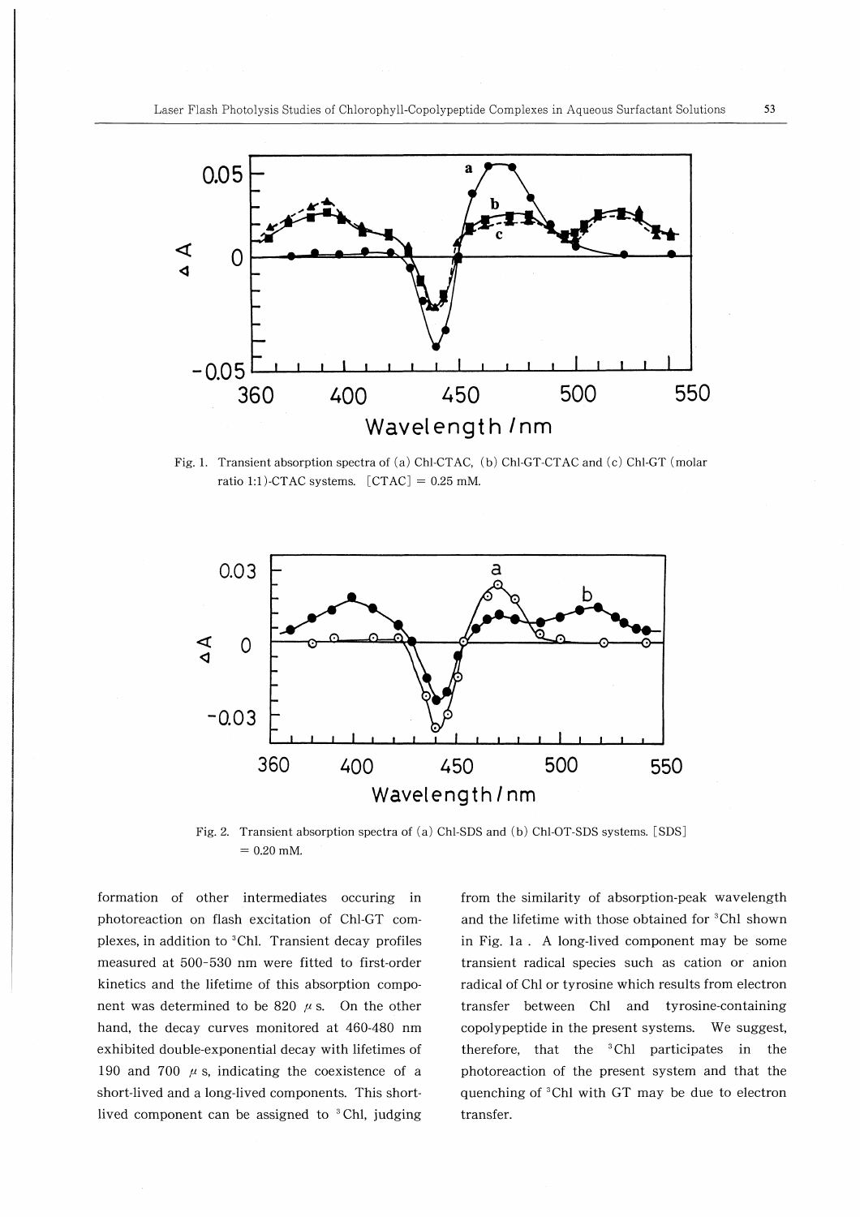Fig. 1. Transient absorption spectra of (a) Chl-CTAC, (b) Chl-GT-CTAC and (c) Chl-GT (molar ratio 1:1)-CTAC systems. [CTAC] = 0.25 mM.

Fig. 2. Transient absorption spectra of (a) Chl-SDS and (b) Chl-OT-SDS systems. [SDS] = 0.20 mM.

formation of other intermediates occuring in photoreaction on flash excitation of Chl-GT complexes, in addition to $^3$Chl. Transient decay profiles measured at 500-530 nm were fitted to first-order kinetics and the lifetime of this absorption component was determined to be 820 $\mu$s. On the other hand, the decay curves monitored at 460-480 nm exhibited double-exponential decay with lifetimes of 190 and 700 $\mu$s, indicating the coexistence of a short-lived and a long-lived components. This short-lived component can be assigned to $^3$Chl, judging from the similarity of absorption-peak wavelength and the lifetime with those obtained for $^3$Chl shown in Fig. 1a. A long-lived component may be some transient radical species such as cation or anion radical of Chl or tyrosine which results from electron transfer between Chl and tyrosine-containing copolypeptide in the present systems. We suggest, therefore, that the $^3$Chl participates in the photoreaction of the present system and that the quenching of $^3$Chl with GT may be due to electron transfer.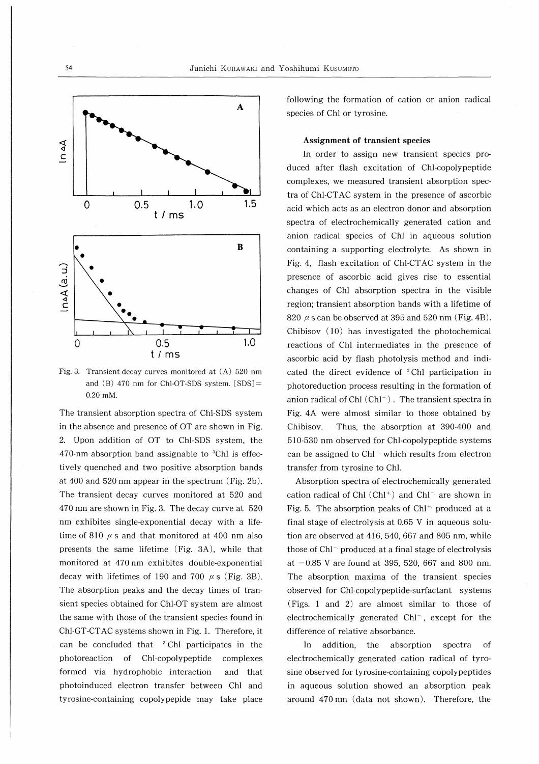Fig. 3. Transient decay curves monitored at (A) 520 nm and (B) 470 nm for Chl-OT-SDS system. [SDS]= 0.20 mM.

The transient absorption spectra of Chl-SDS system in the absence and presence of OT are shown in Fig. 2. Upon addition of OT to Chl-SDS system, the 470-nm absorption band assignable to $^3$Chl is effectively quenched and two positive absorption bands at 400 and 520 nm appear in the spectrum (Fig. 2b). The transient decay curves monitored at 520 and 470 nm are shown in Fig. 3. The decay curve at 520 nm exhibites single-exponential decay with a lifetime of 810 $\mu$s and that monitored at 400 nm also presents the same lifetime (Fig. 3A), while that monitored at 470 nm exhibites double-exponential decay with lifetimes of 190 and 700 $\mu$s (Fig. 3B). The absorption peaks and the decay times of transient species obtained for Chl-OT system are almost the same with those of the transient species found in Chl-GT-CTAC systems shown in Fig. 1. Therefore, it can be concluded that $^3$Chl participates in the photoreaction of Chl-copolypeptide complexes formed via hydrophobic interaction and that photoinduced electron transfer between Chl and tyrosine-containing copolypepide may take place following the formation of cation or anion radical species of Chl or tyrosine.

### Assignment of transient species

In order to assign new transient species produced after flash excitation of Chl-copolypeptide complexes, we measured transient absorption spectra of Chl-CTAC system in the presence of ascorbic acid which acts as an electron donor and absorption spectra of electrochemically generated cation and anion radical species of Chl in aqueous solution containing a supporting electrolyte. As shown in Fig. 4, flash excitation of Chl-CTAC system in the presence of ascorbic acid gives rise to essential changes of Chl absorption spectra in the visible region; transient absorption bands with a lifetime of 820 $\mu$s can be observed at 395 and 520 nm (Fig. 4B). Chibisov (10) has investigated the photochemical reactions of Chl intermediates in the presence of ascorbic acid by flash photolysis method and indicated the direct evidence of $^3$Chl participation in photoreduction process resulting in the formation of anion radical of Chl ($Chl^{-\cdot}$). The transient spectra in Fig. 4A were almost similar to those obtained by Chibisov. Thus, the absorption at 390-400 and 510-530 nm observed for Chl-copolypeptide systems can be assigned to $Chl^{-\cdot}$ which results from electron transfer from tyrosine to Chl.

Absorption spectra of electrochemically generated cation radical of Chl ($Chl^{+\cdot}$) and $Chl^{-\cdot}$ are shown in Fig. 5. The absorption peaks of $Chl^{+\cdot}$ produced at a final stage of electrolysis at 0.65 V in aqueous solution are observed at 416, 540, 667 and 805 nm, while those of $Chl^{-\cdot}$ produced at a final stage of electrolysis at $-0.85$ V are found at 395, 520, 667 and 800 nm. The absorption maxima of the transient species observed for Chl-copolypeptide-surfactant systems (Figs. 1 and 2) are almost similar to those of electrochemically generated $Chl^{-\cdot}$, except for the difference of relative absorbance.

In addition, the absorption spectra of electrochemically generated cation radical of tyrosine observed for tyrosine-containing copolypeptides in aqueous solution showed an absorption peak around 470 nm (data not shown). Therefore, the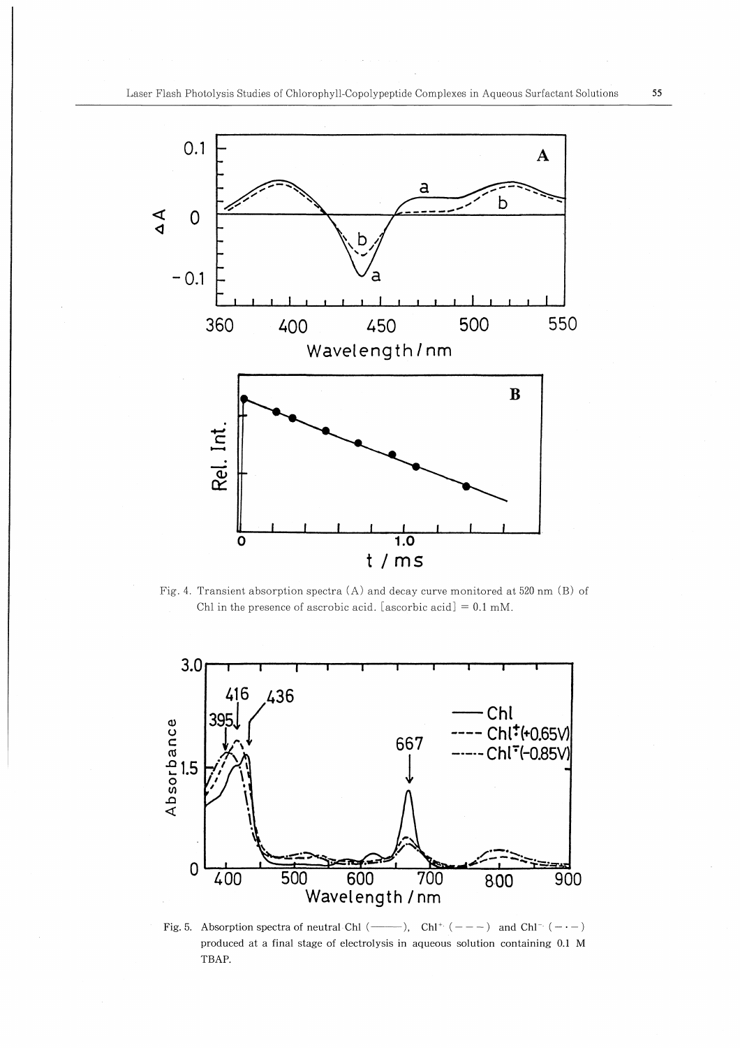Fig. 4. Transient absorption spectra (A) and decay curve monitored at 520 nm (B) of Chl in the presence of ascrobic acid. [ascorbic acid] = 0.1 mM.

Fig. 5. Absorption spectra of neutral Chl (———), $Chl^{+\cdot}$ (– – –) and $Chl^{-\cdot}$ (– · –) produced at a final stage of electrolysis in aqueous solution containing 0.1 M TBAP.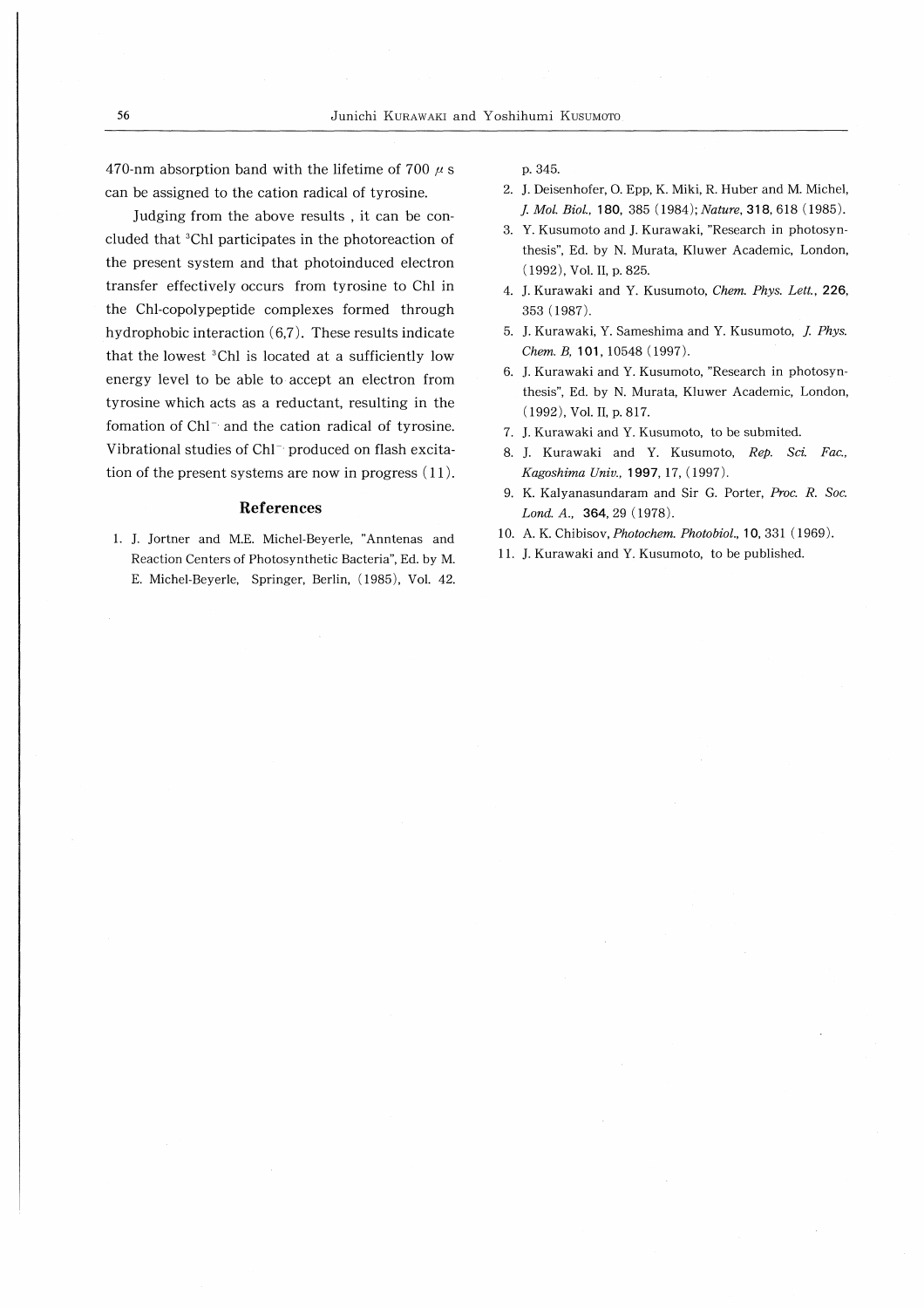470-nm absorption band with the lifetime of 700 $\mu$ s can be assigned to the cation radical of tyrosine.

Judging from the above results , it can be concluded that $^3$Chl participates in the photoreaction of the present system and that photoinduced electron transfer effectively occurs from tyrosine to Chl in the Chl-copolypeptide complexes formed through hydrophobic interaction (6,7). These results indicate that the lowest $^3$Chl is located at a sufficiently low energy level to be able to accept an electron from tyrosine which acts as a reductant, resulting in the fomation of Chl$^-$ and the cation radical of tyrosine. Vibrational studies of Chl$^-$ produced on flash excitation of the present systems are now in progress (11).

## References

1. J. Jortner and M.E. Michel-Beyerle, "Anntenas and Reaction Centers of Photosynthetic Bacteria", Ed. by M. E. Michel-Beyerle, Springer, Berlin, (1985), Vol. 42. p. 345.
2. J. Deisenhofer, O. Epp, K. Miki, R. Huber and M. Michel, *J. Mol. Biol.*, **180**, 385 (1984); *Nature*, **318**, 618 (1985).
3. Y. Kusumoto and J. Kurawaki, "Research in photosynthesis", Ed. by N. Murata, Kluwer Academic, London, (1992), Vol. II, p. 825.
4. J. Kurawaki and Y. Kusumoto, *Chem. Phys. Lett.*, **226**, 353 (1987).
5. J. Kurawaki, Y. Sameshima and Y. Kusumoto, *J. Phys. Chem. B*, **101**, 10548 (1997).
6. J. Kurawaki and Y. Kusumoto, "Research in photosynthesis", Ed. by N. Murata, Kluwer Academic, London, (1992), Vol. II, p. 817.
7. J. Kurawaki and Y. Kusumoto, to be submited.
8. J. Kurawaki and Y. Kusumoto, *Rep. Sci. Fac., Kagoshima Univ.*, **1997**, 17, (1997).
9. K. Kalyanasundaram and Sir G. Porter, *Proc. R. Soc. Lond. A.*, **364**, 29 (1978).
10. A. K. Chibisov, *Photochem. Photobiol.*, **10**, 331 (1969).
11. J. Kurawaki and Y. Kusumoto, to be published.